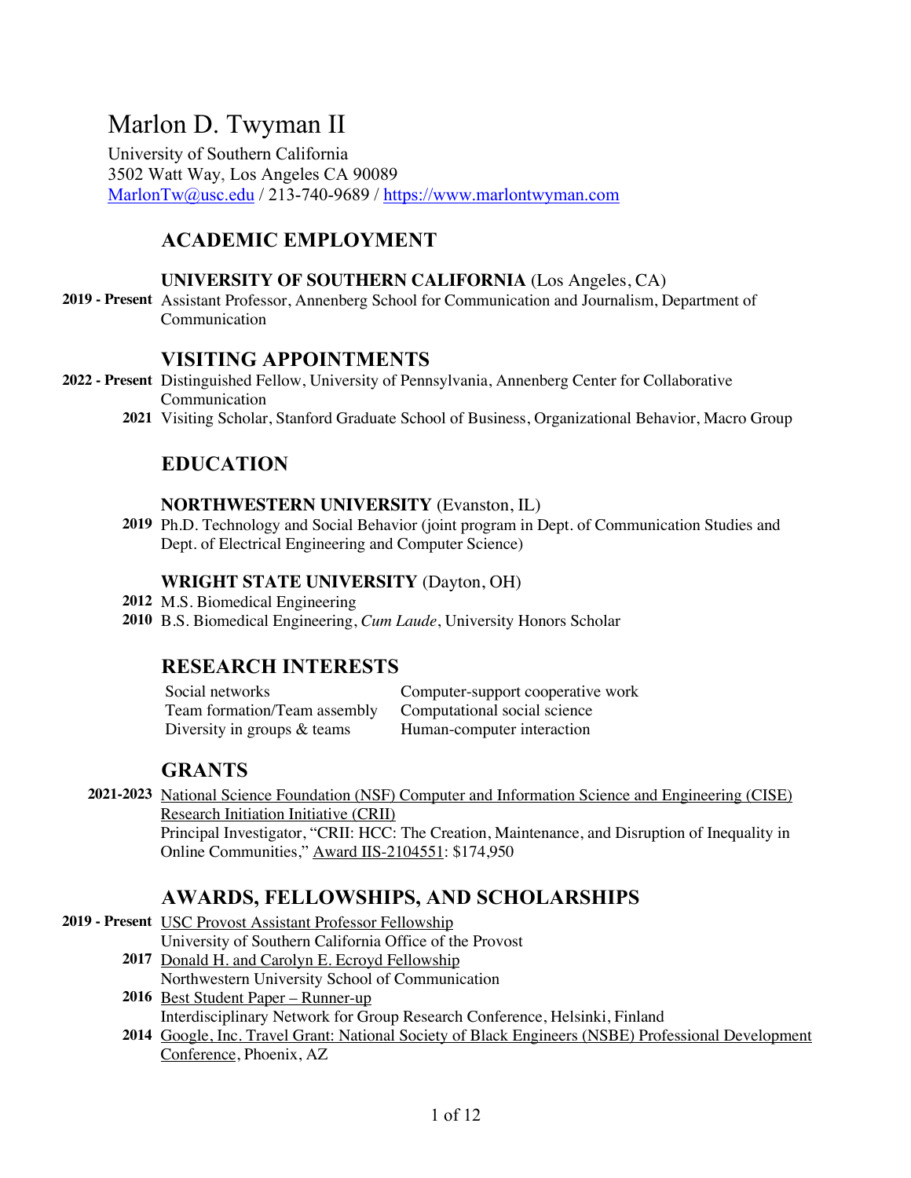# Marlon D. Twyman II

University of Southern California
3502 Watt Way, Los Angeles CA 90089
MarlonTw@usc.edu / 213-740-9689 / https://www.marlontwyman.com

## ACADEMIC EMPLOYMENT

**UNIVERSITY OF SOUTHERN CALIFORNIA** (Los Angeles, CA)

**2019 - Present** Assistant Professor, Annenberg School for Communication and Journalism, Department of Communication

## VISITING APPOINTMENTS

**2022 - Present** Distinguished Fellow, University of Pennsylvania, Annenberg Center for Collaborative Communication

**2021** Visiting Scholar, Stanford Graduate School of Business, Organizational Behavior, Macro Group

## EDUCATION

**NORTHWESTERN UNIVERSITY** (Evanston, IL)

**2019** Ph.D. Technology and Social Behavior (joint program in Dept. of Communication Studies and Dept. of Electrical Engineering and Computer Science)

**WRIGHT STATE UNIVERSITY** (Dayton, OH)

**2012** M.S. Biomedical Engineering

**2010** B.S. Biomedical Engineering, *Cum Laude*, University Honors Scholar

## RESEARCH INTERESTS

- Social networks
- Team formation/Team assembly
- Diversity in groups & teams
- Computer-support cooperative work
- Computational social science
- Human-computer interaction

## GRANTS

**2021-2023** National Science Foundation (NSF) Computer and Information Science and Engineering (CISE) Research Initiation Initiative (CRII)
Principal Investigator, "CRII: HCC: The Creation, Maintenance, and Disruption of Inequality in Online Communities," Award IIS-2104551: $174,950

## AWARDS, FELLOWSHIPS, AND SCHOLARSHIPS

**2019 - Present** USC Provost Assistant Professor Fellowship
University of Southern California Office of the Provost

**2017** Donald H. and Carolyn E. Ecroyd Fellowship
Northwestern University School of Communication

**2016** Best Student Paper – Runner-up
Interdisciplinary Network for Group Research Conference, Helsinki, Finland

**2014** Google, Inc. Travel Grant: National Society of Black Engineers (NSBE) Professional Development Conference, Phoenix, AZ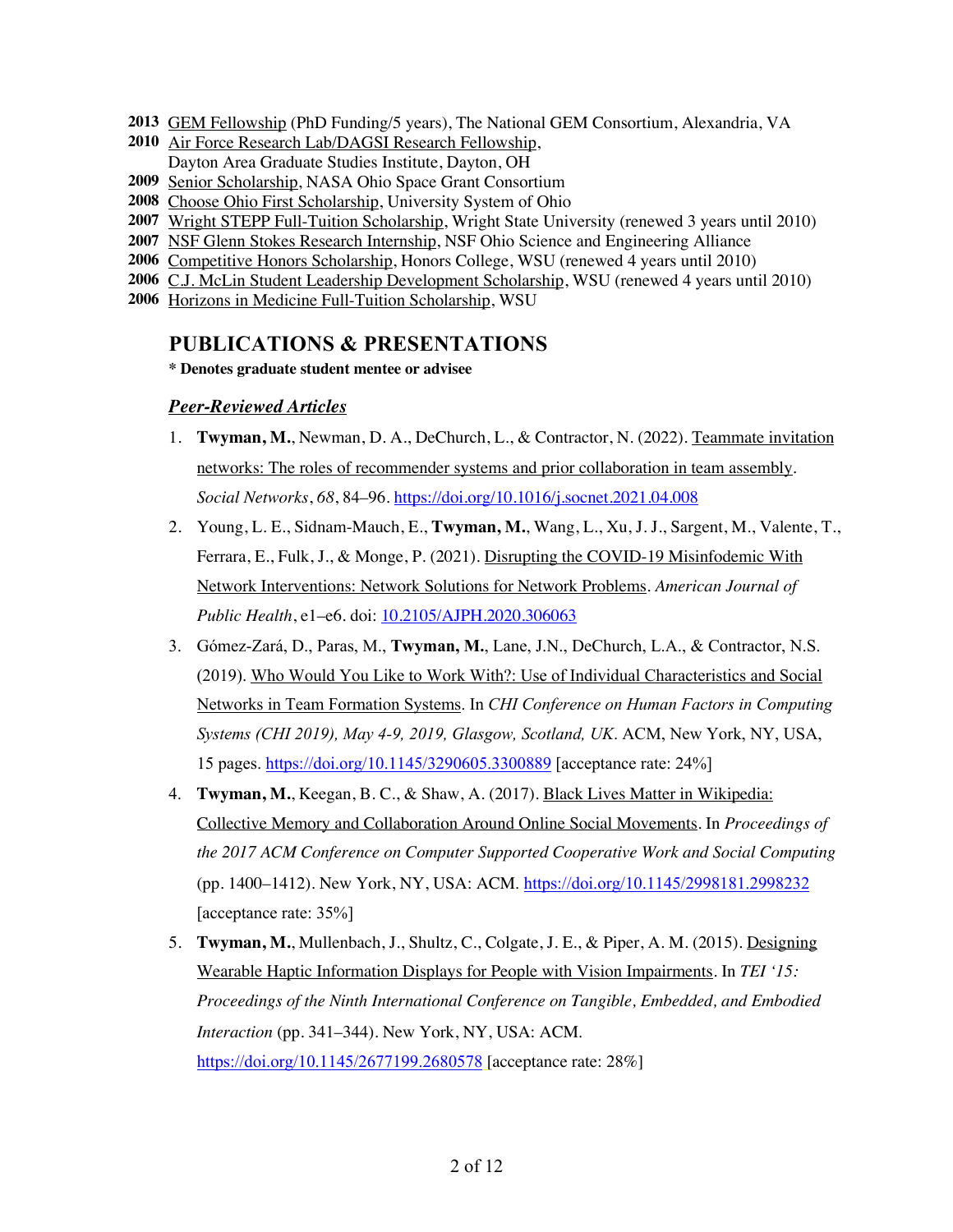**2013** GEM Fellowship (PhD Funding/5 years), The National GEM Consortium, Alexandria, VA
**2010** Air Force Research Lab/DAGSI Research Fellowship,
Dayton Area Graduate Studies Institute, Dayton, OH
**2009** Senior Scholarship, NASA Ohio Space Grant Consortium
**2008** Choose Ohio First Scholarship, University System of Ohio
**2007** Wright STEPP Full-Tuition Scholarship, Wright State University (renewed 3 years until 2010)
**2007** NSF Glenn Stokes Research Internship, NSF Ohio Science and Engineering Alliance
**2006** Competitive Honors Scholarship, Honors College, WSU (renewed 4 years until 2010)
**2006** C.J. McLin Student Leadership Development Scholarship, WSU (renewed 4 years until 2010)
**2006** Horizons in Medicine Full-Tuition Scholarship, WSU

## PUBLICATIONS & PRESENTATIONS

**\* Denotes graduate student mentee or advisee**

### *Peer-Reviewed Articles*

1. **Twyman, M.**, Newman, D. A., DeChurch, L., & Contractor, N. (2022). Teammate invitation networks: The roles of recommender systems and prior collaboration in team assembly. *Social Networks*, *68*, 84–96. https://doi.org/10.1016/j.socnet.2021.04.008
2. Young, L. E., Sidnam-Mauch, E., **Twyman, M.**, Wang, L., Xu, J. J., Sargent, M., Valente, T., Ferrara, E., Fulk, J., & Monge, P. (2021). Disrupting the COVID-19 Misinfodemic With Network Interventions: Network Solutions for Network Problems. *American Journal of Public Health*, e1–e6. doi: 10.2105/AJPH.2020.306063
3. Gómez-Zará, D., Paras, M., **Twyman, M.**, Lane, J.N., DeChurch, L.A., & Contractor, N.S. (2019). Who Would You Like to Work With?: Use of Individual Characteristics and Social Networks in Team Formation Systems. In *CHI Conference on Human Factors in Computing Systems (CHI 2019), May 4-9, 2019, Glasgow, Scotland, UK*. ACM, New York, NY, USA, 15 pages. https://doi.org/10.1145/3290605.3300889 [acceptance rate: 24%]
4. **Twyman, M.**, Keegan, B. C., & Shaw, A. (2017). Black Lives Matter in Wikipedia: Collective Memory and Collaboration Around Online Social Movements. In *Proceedings of the 2017 ACM Conference on Computer Supported Cooperative Work and Social Computing* (pp. 1400–1412). New York, NY, USA: ACM. https://doi.org/10.1145/2998181.2998232 [acceptance rate: 35%]
5. **Twyman, M.**, Mullenbach, J., Shultz, C., Colgate, J. E., & Piper, A. M. (2015). Designing Wearable Haptic Information Displays for People with Vision Impairments. In *TEI '15: Proceedings of the Ninth International Conference on Tangible, Embedded, and Embodied Interaction* (pp. 341–344). New York, NY, USA: ACM. https://doi.org/10.1145/2677199.2680578 [acceptance rate: 28%]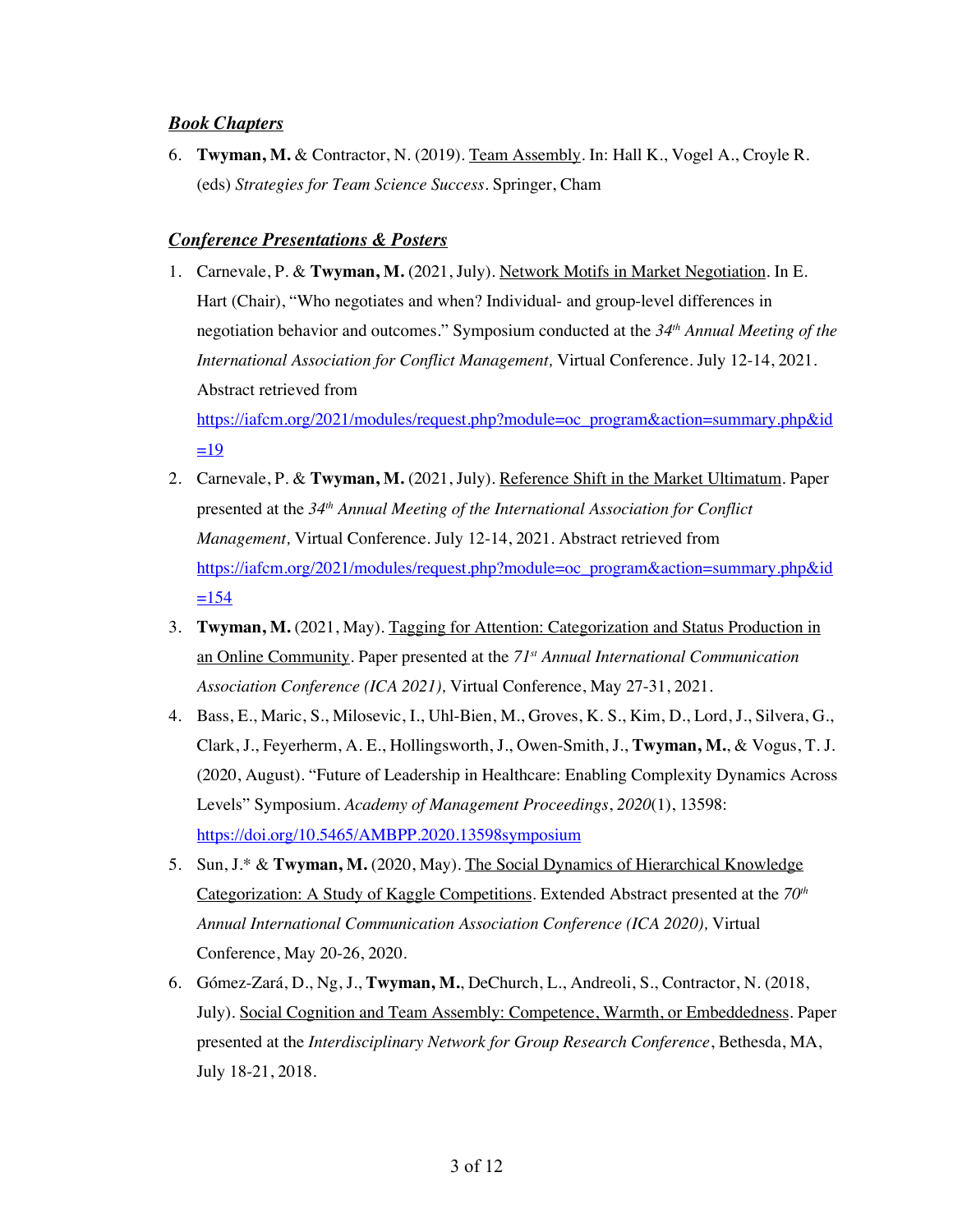### ***Book Chapters***

6. **Twyman, M.** & Contractor, N. (2019). Team Assembly. In: Hall K., Vogel A., Croyle R. (eds) *Strategies for Team Science Success*. Springer, Cham

### ***Conference Presentations & Posters***

1. Carnevale, P. & **Twyman, M.** (2021, July). Network Motifs in Market Negotiation. In E. Hart (Chair), "Who negotiates and when? Individual- and group-level differences in negotiation behavior and outcomes." Symposium conducted at the *34th Annual Meeting of the International Association for Conflict Management,* Virtual Conference. July 12-14, 2021. Abstract retrieved from https://iafcm.org/2021/modules/request.php?module=oc_program&action=summary.php&id=19
2. Carnevale, P. & **Twyman, M.** (2021, July). Reference Shift in the Market Ultimatum. Paper presented at the *34th Annual Meeting of the International Association for Conflict Management,* Virtual Conference. July 12-14, 2021. Abstract retrieved from https://iafcm.org/2021/modules/request.php?module=oc_program&action=summary.php&id=154
3. **Twyman, M.** (2021, May). Tagging for Attention: Categorization and Status Production in an Online Community. Paper presented at the *71st Annual International Communication Association Conference (ICA 2021),* Virtual Conference, May 27-31, 2021.
4. Bass, E., Maric, S., Milosevic, I., Uhl-Bien, M., Groves, K. S., Kim, D., Lord, J., Silvera, G., Clark, J., Feyerherm, A. E., Hollingsworth, J., Owen-Smith, J., **Twyman, M.**, & Vogus, T. J. (2020, August). "Future of Leadership in Healthcare: Enabling Complexity Dynamics Across Levels" Symposium. *Academy of Management Proceedings*, *2020*(1), 13598: https://doi.org/10.5465/AMBPP.2020.13598symposium
5. Sun, J.* & **Twyman, M.** (2020, May). The Social Dynamics of Hierarchical Knowledge Categorization: A Study of Kaggle Competitions. Extended Abstract presented at the *70th Annual International Communication Association Conference (ICA 2020),* Virtual Conference, May 20-26, 2020.
6. Gómez-Zará, D., Ng, J., **Twyman, M.**, DeChurch, L., Andreoli, S., Contractor, N. (2018, July). Social Cognition and Team Assembly: Competence, Warmth, or Embeddedness. Paper presented at the *Interdisciplinary Network for Group Research Conference*, Bethesda, MA, July 18-21, 2018.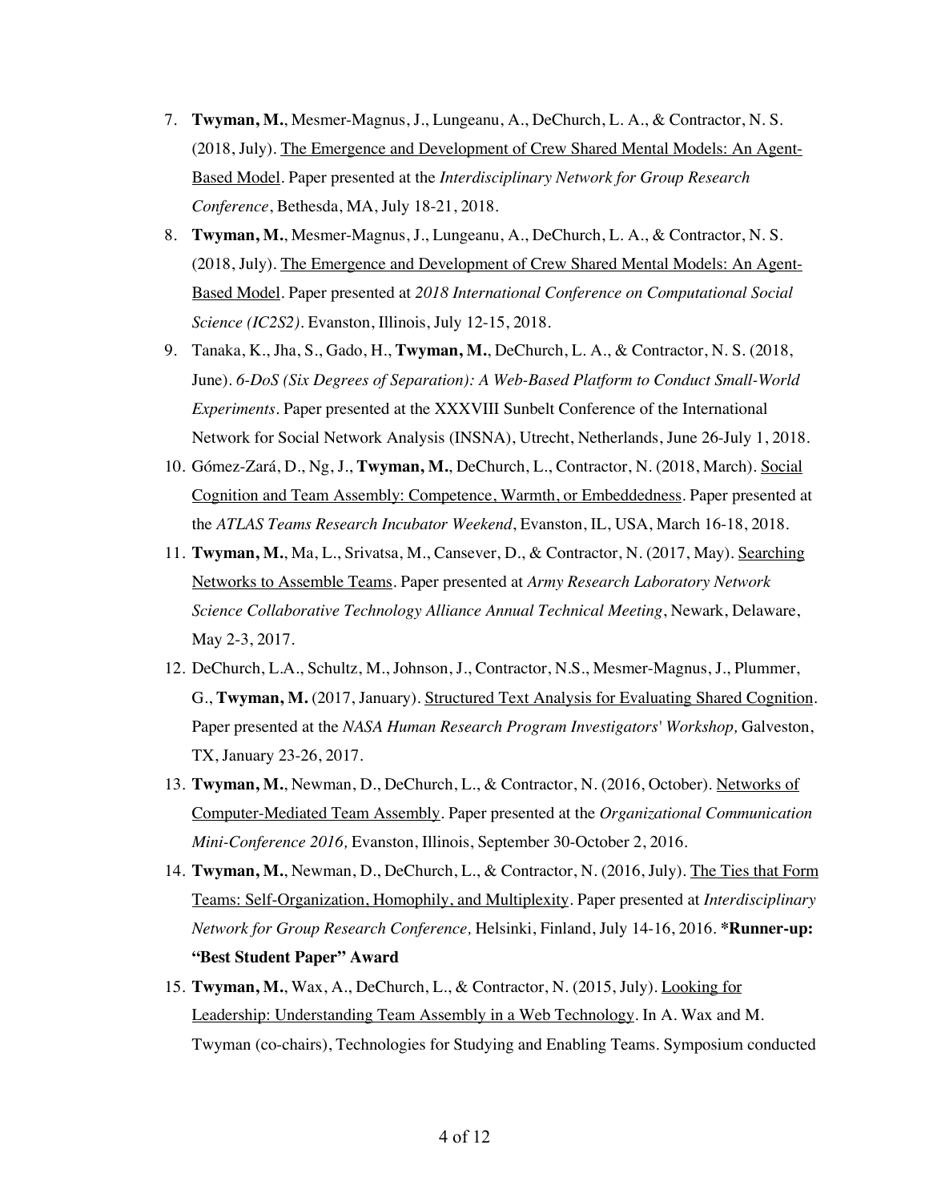7. **Twyman, M.**, Mesmer-Magnus, J., Lungeanu, A., DeChurch, L. A., & Contractor, N. S. (2018, July). <u>The Emergence and Development of Crew Shared Mental Models: An Agent-Based Model</u>. Paper presented at the *Interdisciplinary Network for Group Research Conference*, Bethesda, MA, July 18-21, 2018.
8. **Twyman, M.**, Mesmer-Magnus, J., Lungeanu, A., DeChurch, L. A., & Contractor, N. S. (2018, July). <u>The Emergence and Development of Crew Shared Mental Models: An Agent-Based Model</u>. Paper presented at *2018 International Conference on Computational Social Science (IC2S2)*. Evanston, Illinois, July 12-15, 2018.
9. Tanaka, K., Jha, S., Gado, H., **Twyman, M.**, DeChurch, L. A., & Contractor, N. S. (2018, June). *6-DoS (Six Degrees of Separation): A Web-Based Platform to Conduct Small-World Experiments*. Paper presented at the XXXVIII Sunbelt Conference of the International Network for Social Network Analysis (INSNA), Utrecht, Netherlands, June 26-July 1, 2018.
10. Gómez-Zará, D., Ng, J., **Twyman, M.**, DeChurch, L., Contractor, N. (2018, March). <u>Social Cognition and Team Assembly: Competence, Warmth, or Embeddedness</u>. Paper presented at the *ATLAS Teams Research Incubator Weekend*, Evanston, IL, USA, March 16-18, 2018.
11. **Twyman, M.**, Ma, L., Srivatsa, M., Cansever, D., & Contractor, N. (2017, May). <u>Searching Networks to Assemble Teams</u>. Paper presented at *Army Research Laboratory Network Science Collaborative Technology Alliance Annual Technical Meeting*, Newark, Delaware, May 2-3, 2017.
12. DeChurch, L.A., Schultz, M., Johnson, J., Contractor, N.S., Mesmer-Magnus, J., Plummer, G., **Twyman, M.** (2017, January). <u>Structured Text Analysis for Evaluating Shared Cognition</u>. Paper presented at the *NASA Human Research Program Investigators' Workshop,* Galveston, TX, January 23-26, 2017.
13. **Twyman, M.**, Newman, D., DeChurch, L., & Contractor, N. (2016, October). <u>Networks of Computer-Mediated Team Assembly</u>. Paper presented at the *Organizational Communication Mini-Conference 2016,* Evanston, Illinois, September 30-October 2, 2016.
14. **Twyman, M.**, Newman, D., DeChurch, L., & Contractor, N. (2016, July). <u>The Ties that Form Teams: Self-Organization, Homophily, and Multiplexity</u>. Paper presented at *Interdisciplinary Network for Group Research Conference,* Helsinki, Finland, July 14-16, 2016. ***Runner-up: "Best Student Paper" Award**
15. **Twyman, M.**, Wax, A., DeChurch, L., & Contractor, N. (2015, July). <u>Looking for Leadership: Understanding Team Assembly in a Web Technology</u>. In A. Wax and M. Twyman (co-chairs), Technologies for Studying and Enabling Teams. Symposium conducted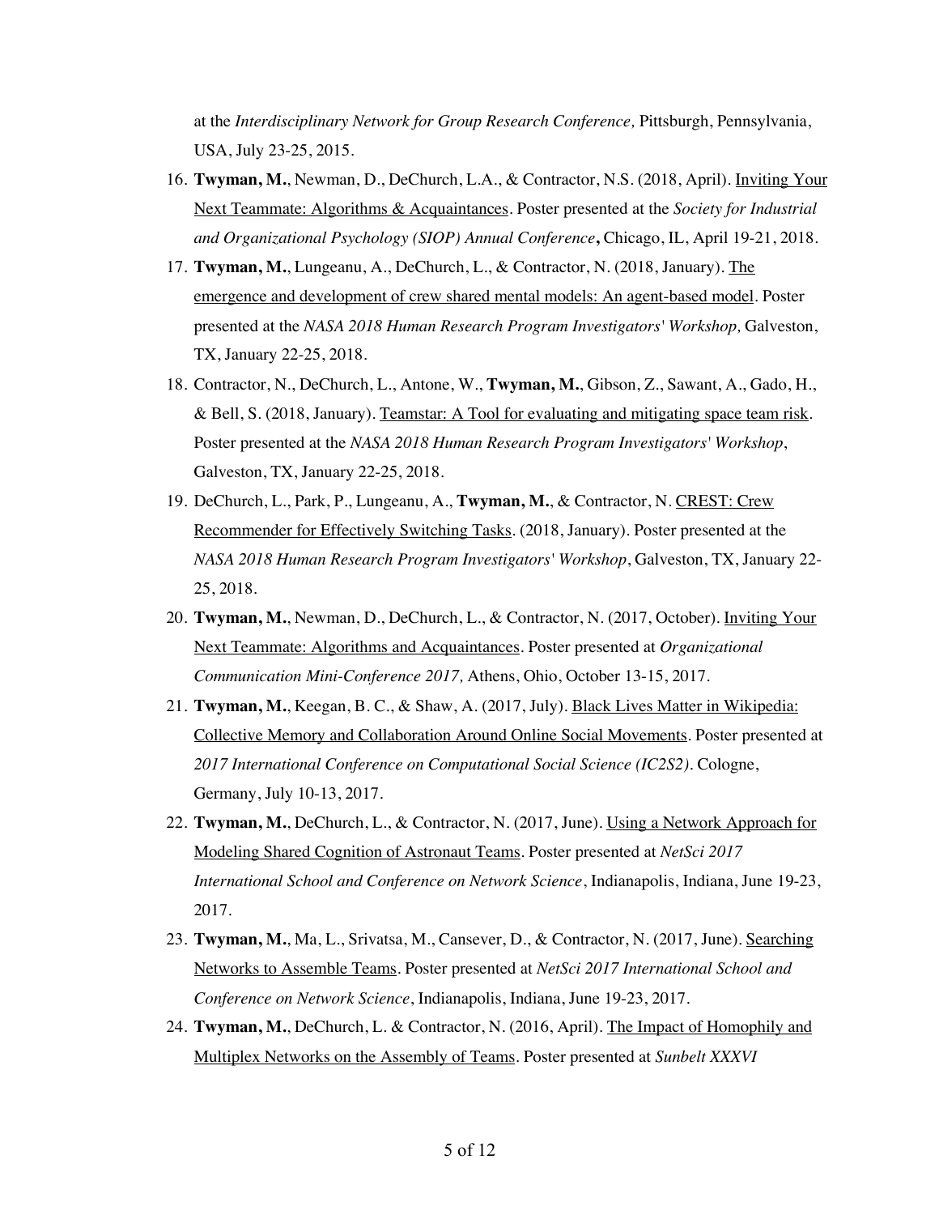at the *Interdisciplinary Network for Group Research Conference,* Pittsburgh, Pennsylvania, USA, July 23-25, 2015.

16. **Twyman, M.**, Newman, D., DeChurch, L.A., & Contractor, N.S. (2018, April). <u>Inviting Your Next Teammate: Algorithms & Acquaintances</u>. Poster presented at the *Society for Industrial and Organizational Psychology (SIOP) Annual Conference***,** Chicago, IL, April 19-21, 2018.
17. **Twyman, M.**, Lungeanu, A., DeChurch, L., & Contractor, N. (2018, January). <u>The emergence and development of crew shared mental models: An agent-based model</u>. Poster presented at the *NASA 2018 Human Research Program Investigators' Workshop,* Galveston, TX, January 22-25, 2018.
18. Contractor, N., DeChurch, L., Antone, W., **Twyman, M.**, Gibson, Z., Sawant, A., Gado, H., & Bell, S. (2018, January). <u>Teamstar: A Tool for evaluating and mitigating space team risk</u>. Poster presented at the *NASA 2018 Human Research Program Investigators' Workshop*, Galveston, TX, January 22-25, 2018.
19. DeChurch, L., Park, P., Lungeanu, A., **Twyman, M.**, & Contractor, N. <u>CREST: Crew Recommender for Effectively Switching Tasks</u>. (2018, January). Poster presented at the *NASA 2018 Human Research Program Investigators' Workshop*, Galveston, TX, January 22-25, 2018.
20. **Twyman, M.**, Newman, D., DeChurch, L., & Contractor, N. (2017, October). <u>Inviting Your Next Teammate: Algorithms and Acquaintances</u>. Poster presented at *Organizational Communication Mini-Conference 2017,* Athens, Ohio, October 13-15, 2017.
21. **Twyman, M.**, Keegan, B. C., & Shaw, A. (2017, July). <u>Black Lives Matter in Wikipedia: Collective Memory and Collaboration Around Online Social Movements</u>. Poster presented at *2017 International Conference on Computational Social Science (IC2S2)*. Cologne, Germany, July 10-13, 2017.
22. **Twyman, M.**, DeChurch, L., & Contractor, N. (2017, June). <u>Using a Network Approach for Modeling Shared Cognition of Astronaut Teams</u>. Poster presented at *NetSci 2017 International School and Conference on Network Science*, Indianapolis, Indiana, June 19-23, 2017.
23. **Twyman, M.**, Ma, L., Srivatsa, M., Cansever, D., & Contractor, N. (2017, June). <u>Searching Networks to Assemble Teams</u>. Poster presented at *NetSci 2017 International School and Conference on Network Science*, Indianapolis, Indiana, June 19-23, 2017.
24. **Twyman, M.**, DeChurch, L. & Contractor, N. (2016, April). <u>The Impact of Homophily and Multiplex Networks on the Assembly of Teams</u>. Poster presented at *Sunbelt XXXVI*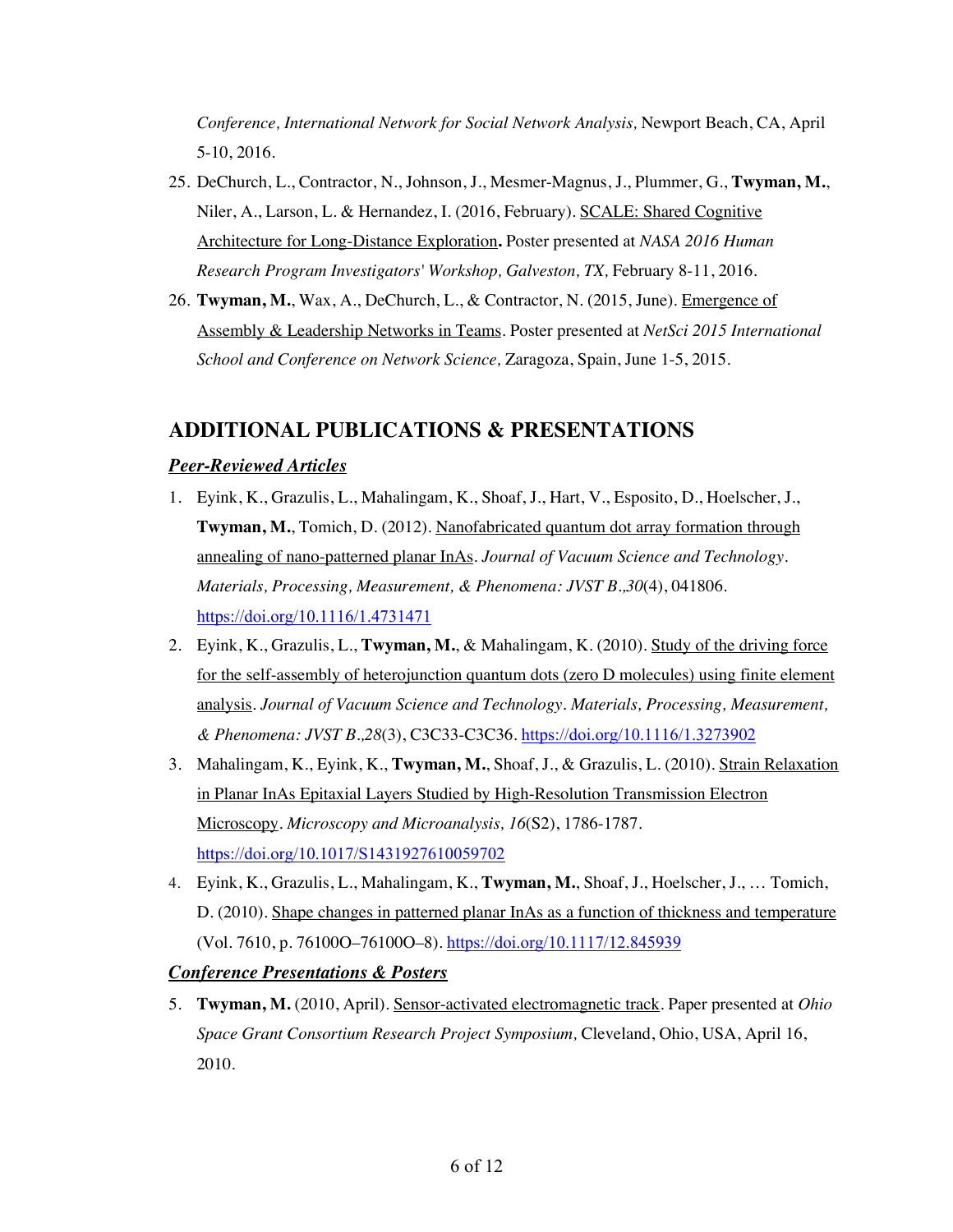*Conference, International Network for Social Network Analysis,* Newport Beach, CA, April 5-10, 2016.

25. DeChurch, L., Contractor, N., Johnson, J., Mesmer-Magnus, J., Plummer, G., **Twyman, M.**, Niler, A., Larson, L. & Hernandez, I. (2016, February). SCALE: Shared Cognitive Architecture for Long-Distance Exploration**.** Poster presented at *NASA 2016 Human Research Program Investigators' Workshop, Galveston, TX,* February 8-11, 2016.
26. **Twyman, M.**, Wax, A., DeChurch, L., & Contractor, N. (2015, June). Emergence of Assembly & Leadership Networks in Teams. Poster presented at *NetSci 2015 International School and Conference on Network Science,* Zaragoza, Spain, June 1-5, 2015.

## ADDITIONAL PUBLICATIONS & PRESENTATIONS

### ***Peer-Reviewed Articles***

1. Eyink, K., Grazulis, L., Mahalingam, K., Shoaf, J., Hart, V., Esposito, D., Hoelscher, J., **Twyman, M.**, Tomich, D. (2012). Nanofabricated quantum dot array formation through annealing of nano-patterned planar InAs. *Journal of Vacuum Science and Technology. Materials, Processing, Measurement, & Phenomena: JVST B.,30*(4), 041806. https://doi.org/10.1116/1.4731471
2. Eyink, K., Grazulis, L., **Twyman, M.**, & Mahalingam, K. (2010). Study of the driving force for the self-assembly of heterojunction quantum dots (zero D molecules) using finite element analysis. *Journal of Vacuum Science and Technology. Materials, Processing, Measurement, & Phenomena: JVST B.,28*(3), C3C33-C3C36. https://doi.org/10.1116/1.3273902
3. Mahalingam, K., Eyink, K., **Twyman, M.**, Shoaf, J., & Grazulis, L. (2010). Strain Relaxation in Planar InAs Epitaxial Layers Studied by High-Resolution Transmission Electron Microscopy. *Microscopy and Microanalysis, 16*(S2), 1786-1787. https://doi.org/10.1017/S1431927610059702
4. Eyink, K., Grazulis, L., Mahalingam, K., **Twyman, M.**, Shoaf, J., Hoelscher, J., … Tomich, D. (2010). Shape changes in patterned planar InAs as a function of thickness and temperature (Vol. 7610, p. 76100O–76100O–8). https://doi.org/10.1117/12.845939

### ***Conference Presentations & Posters***

5. **Twyman, M.** (2010, April). Sensor-activated electromagnetic track. Paper presented at *Ohio Space Grant Consortium Research Project Symposium,* Cleveland, Ohio, USA, April 16, 2010.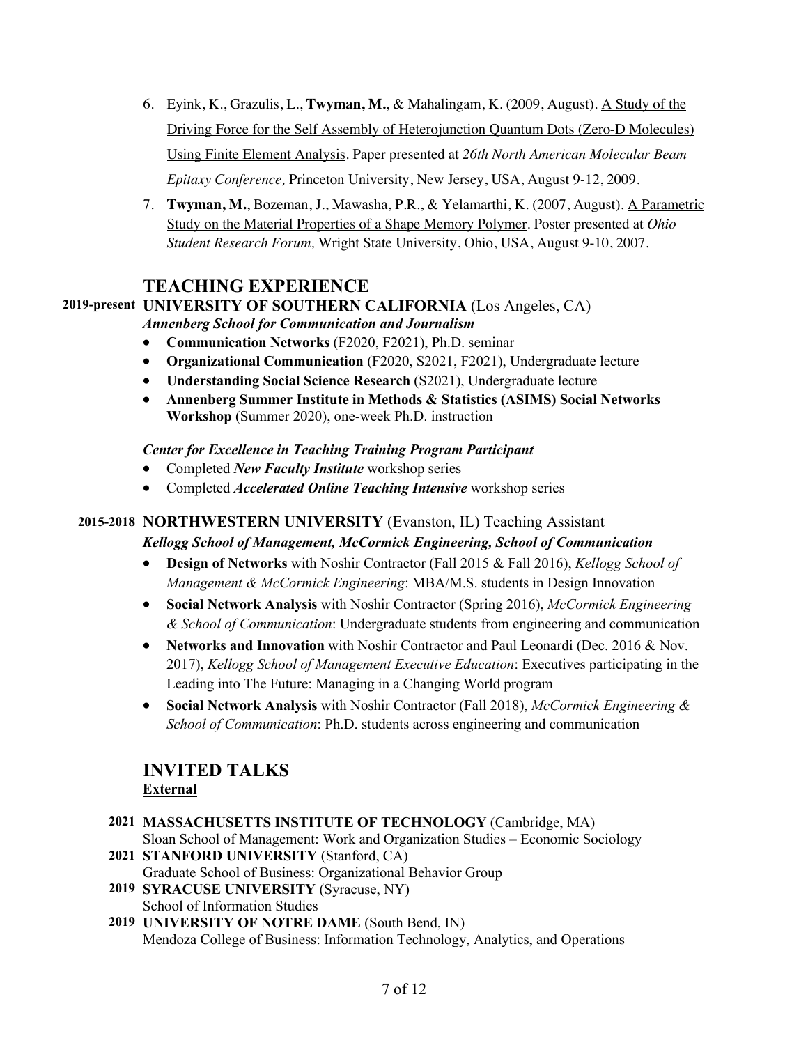6. Eyink, K., Grazulis, L., **Twyman, M.**, & Mahalingam, K. (2009, August). A Study of the Driving Force for the Self Assembly of Heterojunction Quantum Dots (Zero-D Molecules) Using Finite Element Analysis. Paper presented at *26th North American Molecular Beam Epitaxy Conference,* Princeton University, New Jersey, USA, August 9-12, 2009.
7. **Twyman, M.**, Bozeman, J., Mawasha, P.R., & Yelamarthi, K. (2007, August). A Parametric Study on the Material Properties of a Shape Memory Polymer. Poster presented at *Ohio Student Research Forum,* Wright State University, Ohio, USA, August 9-10, 2007.

## TEACHING EXPERIENCE

**2019-present** **UNIVERSITY OF SOUTHERN CALIFORNIA** (Los Angeles, CA)

***Annenberg School for Communication and Journalism***

- **Communication Networks** (F2020, F2021), Ph.D. seminar
- **Organizational Communication** (F2020, S2021, F2021), Undergraduate lecture
- **Understanding Social Science Research** (S2021), Undergraduate lecture
- **Annenberg Summer Institute in Methods & Statistics (ASIMS) Social Networks Workshop** (Summer 2020), one-week Ph.D. instruction

***Center for Excellence in Teaching Training Program Participant***

- Completed ***New Faculty Institute*** workshop series
- Completed ***Accelerated Online Teaching Intensive*** workshop series

**2015-2018** **NORTHWESTERN UNIVERSITY** (Evanston, IL) Teaching Assistant

***Kellogg School of Management, McCormick Engineering, School of Communication***

- **Design of Networks** with Noshir Contractor (Fall 2015 & Fall 2016), *Kellogg School of Management & McCormick Engineering*: MBA/M.S. students in Design Innovation
- **Social Network Analysis** with Noshir Contractor (Spring 2016), *McCormick Engineering & School of Communication*: Undergraduate students from engineering and communication
- **Networks and Innovation** with Noshir Contractor and Paul Leonardi (Dec. 2016 & Nov. 2017), *Kellogg School of Management Executive Education*: Executives participating in the Leading into The Future: Managing in a Changing World program
- **Social Network Analysis** with Noshir Contractor (Fall 2018), *McCormick Engineering & School of Communication*: Ph.D. students across engineering and communication

## INVITED TALKS

### External

**2021** **MASSACHUSETTS INSTITUTE OF TECHNOLOGY** (Cambridge, MA)
Sloan School of Management: Work and Organization Studies – Economic Sociology

**2021** **STANFORD UNIVERSITY** (Stanford, CA)
Graduate School of Business: Organizational Behavior Group

**2019** **SYRACUSE UNIVERSITY** (Syracuse, NY)
School of Information Studies

**2019** **UNIVERSITY OF NOTRE DAME** (South Bend, IN)
Mendoza College of Business: Information Technology, Analytics, and Operations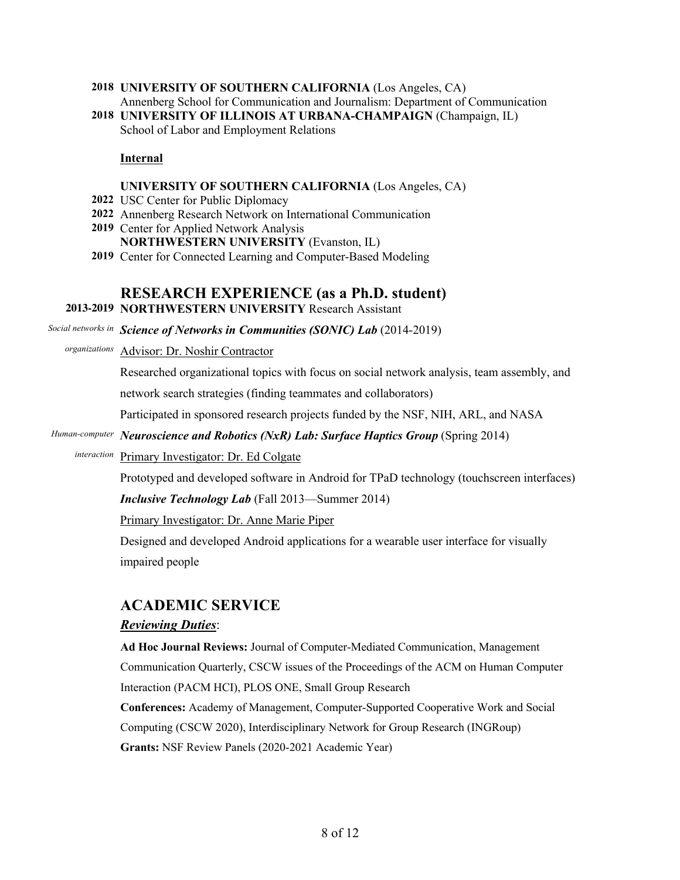**2018** **UNIVERSITY OF SOUTHERN CALIFORNIA** (Los Angeles, CA)
Annenberg School for Communication and Journalism: Department of Communication

**2018** **UNIVERSITY OF ILLINOIS AT URBANA-CHAMPAIGN** (Champaign, IL)
School of Labor and Employment Relations

**Internal**

**UNIVERSITY OF SOUTHERN CALIFORNIA** (Los Angeles, CA)

**2022** USC Center for Public Diplomacy

**2022** Annenberg Research Network on International Communication

**2019** Center for Applied Network Analysis

**NORTHWESTERN UNIVERSITY** (Evanston, IL)

**2019** Center for Connected Learning and Computer-Based Modeling

## RESEARCH EXPERIENCE (as a Ph.D. student)

**2013-2019** **NORTHWESTERN UNIVERSITY** Research Assistant

*Social networks in organizations*

***Science of Networks in Communities (SONIC) Lab*** (2014-2019)

Advisor: Dr. Noshir Contractor

Researched organizational topics with focus on social network analysis, team assembly, and network search strategies (finding teammates and collaborators)

Participated in sponsored research projects funded by the NSF, NIH, ARL, and NASA

*Human-computer interaction*

***Neuroscience and Robotics (NxR) Lab: Surface Haptics Group*** (Spring 2014)

Primary Investigator: Dr. Ed Colgate

Prototyped and developed software in Android for TPaD technology (touchscreen interfaces)

***Inclusive Technology Lab*** (Fall 2013—Summer 2014)

Primary Investigator: Dr. Anne Marie Piper

Designed and developed Android applications for a wearable user interface for visually impaired people

## ACADEMIC SERVICE

***Reviewing Duties***:

**Ad Hoc Journal Reviews:** Journal of Computer-Mediated Communication, Management Communication Quarterly, CSCW issues of the Proceedings of the ACM on Human Computer Interaction (PACM HCI), PLOS ONE, Small Group Research

**Conferences:** Academy of Management, Computer-Supported Cooperative Work and Social Computing (CSCW 2020), Interdisciplinary Network for Group Research (INGRoup)

**Grants:** NSF Review Panels (2020-2021 Academic Year)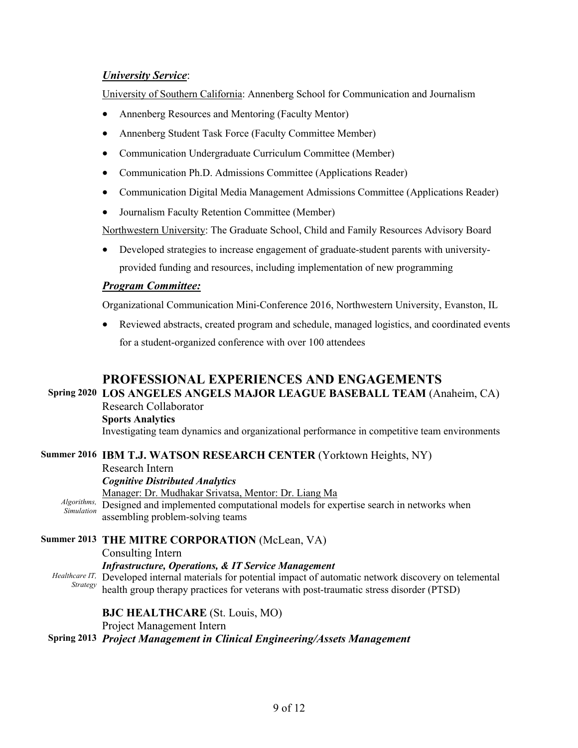***<u>University Service</u>***:

<u>University of Southern California</u>: Annenberg School for Communication and Journalism

- Annenberg Resources and Mentoring (Faculty Mentor)
- Annenberg Student Task Force (Faculty Committee Member)
- Communication Undergraduate Curriculum Committee (Member)
- Communication Ph.D. Admissions Committee (Applications Reader)
- Communication Digital Media Management Admissions Committee (Applications Reader)
- Journalism Faculty Retention Committee (Member)

<u>Northwestern University</u>: The Graduate School, Child and Family Resources Advisory Board

- Developed strategies to increase engagement of graduate-student parents with university-provided funding and resources, including implementation of new programming

***<u>Program Committee:</u>***

Organizational Communication Mini-Conference 2016, Northwestern University, Evanston, IL

- Reviewed abstracts, created program and schedule, managed logistics, and coordinated events for a student-organized conference with over 100 attendees

## PROFESSIONAL EXPERIENCES AND ENGAGEMENTS

**Spring 2020** **LOS ANGELES ANGELS MAJOR LEAGUE BASEBALL TEAM** (Anaheim, CA)
Research Collaborator
**Sports Analytics**
Investigating team dynamics and organizational performance in competitive team environments

**Summer 2016** **IBM T.J. WATSON RESEARCH CENTER** (Yorktown Heights, NY)
Research Intern
***Cognitive Distributed Analytics***
<u>Manager: Dr. Mudhakar Srivatsa, Mentor: Dr. Liang Ma</u>
*Algorithms, Simulation*
Designed and implemented computational models for expertise search in networks when assembling problem-solving teams

**Summer 2013** **THE MITRE CORPORATION** (McLean, VA)
Consulting Intern
***Infrastructure, Operations, & IT Service Management***
*Healthcare IT, Strategy*
Developed internal materials for potential impact of automatic network discovery on telemental health group therapy practices for veterans with post-traumatic stress disorder (PTSD)

**Spring 2013** **BJC HEALTHCARE** (St. Louis, MO)
Project Management Intern
***Project Management in Clinical Engineering/Assets Management***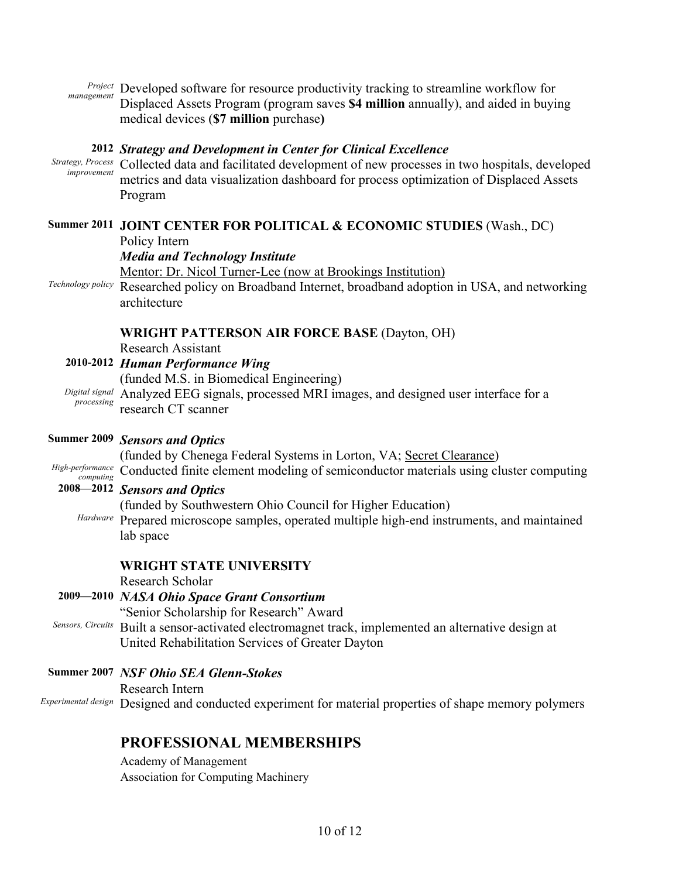*Project management* Developed software for resource productivity tracking to streamline workflow for Displaced Assets Program (program saves **$4 million** annually), and aided in buying medical devices (**$7 million** purchase**)**

**2012** ***Strategy and Development in Center for Clinical Excellence***

*Strategy, Process improvement* Collected data and facilitated development of new processes in two hospitals, developed metrics and data visualization dashboard for process optimization of Displaced Assets Program

**Summer 2011** **JOINT CENTER FOR POLITICAL & ECONOMIC STUDIES** (Wash., DC)

Policy Intern

***Media and Technology Institute***

Mentor: Dr. Nicol Turner-Lee (now at Brookings Institution)

*Technology policy* Researched policy on Broadband Internet, broadband adoption in USA, and networking architecture

**WRIGHT PATTERSON AIR FORCE BASE** (Dayton, OH)

Research Assistant

**2010-2012** ***Human Performance Wing***

(funded M.S. in Biomedical Engineering)

*Digital signal processing* Analyzed EEG signals, processed MRI images, and designed user interface for a research CT scanner

**Summer 2009** ***Sensors and Optics***

(funded by Chenega Federal Systems in Lorton, VA; Secret Clearance)

*High-performance computing* Conducted finite element modeling of semiconductor materials using cluster computing

**2008—2012** ***Sensors and Optics***

(funded by Southwestern Ohio Council for Higher Education)

*Hardware* Prepared microscope samples, operated multiple high-end instruments, and maintained lab space

**WRIGHT STATE UNIVERSITY**

Research Scholar

**2009—2010** ***NASA Ohio Space Grant Consortium***

"Senior Scholarship for Research" Award

*Sensors, Circuits* Built a sensor-activated electromagnet track, implemented an alternative design at United Rehabilitation Services of Greater Dayton

**Summer 2007** ***NSF Ohio SEA Glenn-Stokes***

Research Intern

*Experimental design* Designed and conducted experiment for material properties of shape memory polymers

## PROFESSIONAL MEMBERSHIPS

Academy of Management

Association for Computing Machinery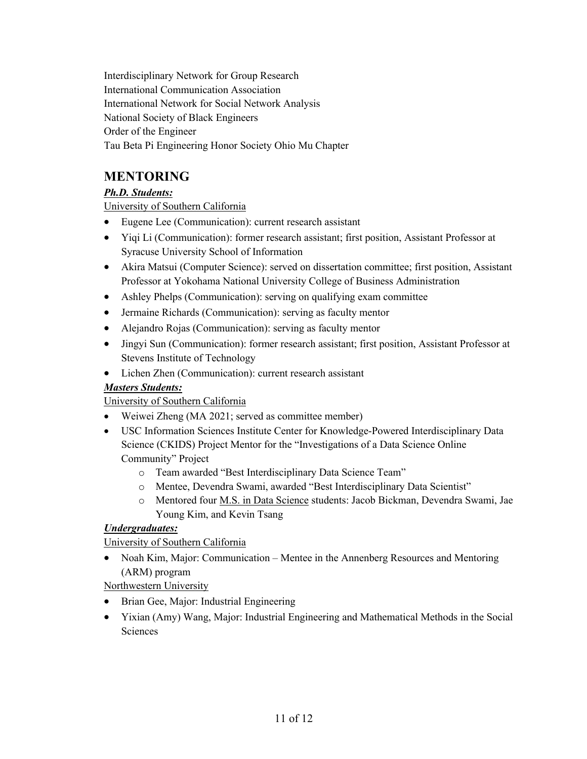Interdisciplinary Network for Group Research
International Communication Association
International Network for Social Network Analysis
National Society of Black Engineers
Order of the Engineer
Tau Beta Pi Engineering Honor Society Ohio Mu Chapter

## MENTORING

***Ph.D. Students:***

<u>University of Southern California</u>

- Eugene Lee (Communication): current research assistant
- Yiqi Li (Communication): former research assistant; first position, Assistant Professor at Syracuse University School of Information
- Akira Matsui (Computer Science): served on dissertation committee; first position, Assistant Professor at Yokohama National University College of Business Administration
- Ashley Phelps (Communication): serving on qualifying exam committee
- Jermaine Richards (Communication): serving as faculty mentor
- Alejandro Rojas (Communication): serving as faculty mentor
- Jingyi Sun (Communication): former research assistant; first position, Assistant Professor at Stevens Institute of Technology
- Lichen Zhen (Communication): current research assistant

***Masters Students:***

<u>University of Southern California</u>

- Weiwei Zheng (MA 2021; served as committee member)
- USC Information Sciences Institute Center for Knowledge-Powered Interdisciplinary Data Science (CKIDS) Project Mentor for the "Investigations of a Data Science Online Community" Project
  - Team awarded "Best Interdisciplinary Data Science Team"
  - Mentee, Devendra Swami, awarded "Best Interdisciplinary Data Scientist"
  - Mentored four <u>M.S. in Data Science</u> students: Jacob Bickman, Devendra Swami, Jae Young Kim, and Kevin Tsang

***Undergraduates:***

<u>University of Southern California</u>

- Noah Kim, Major: Communication – Mentee in the Annenberg Resources and Mentoring (ARM) program

<u>Northwestern University</u>

- Brian Gee, Major: Industrial Engineering
- Yixian (Amy) Wang, Major: Industrial Engineering and Mathematical Methods in the Social Sciences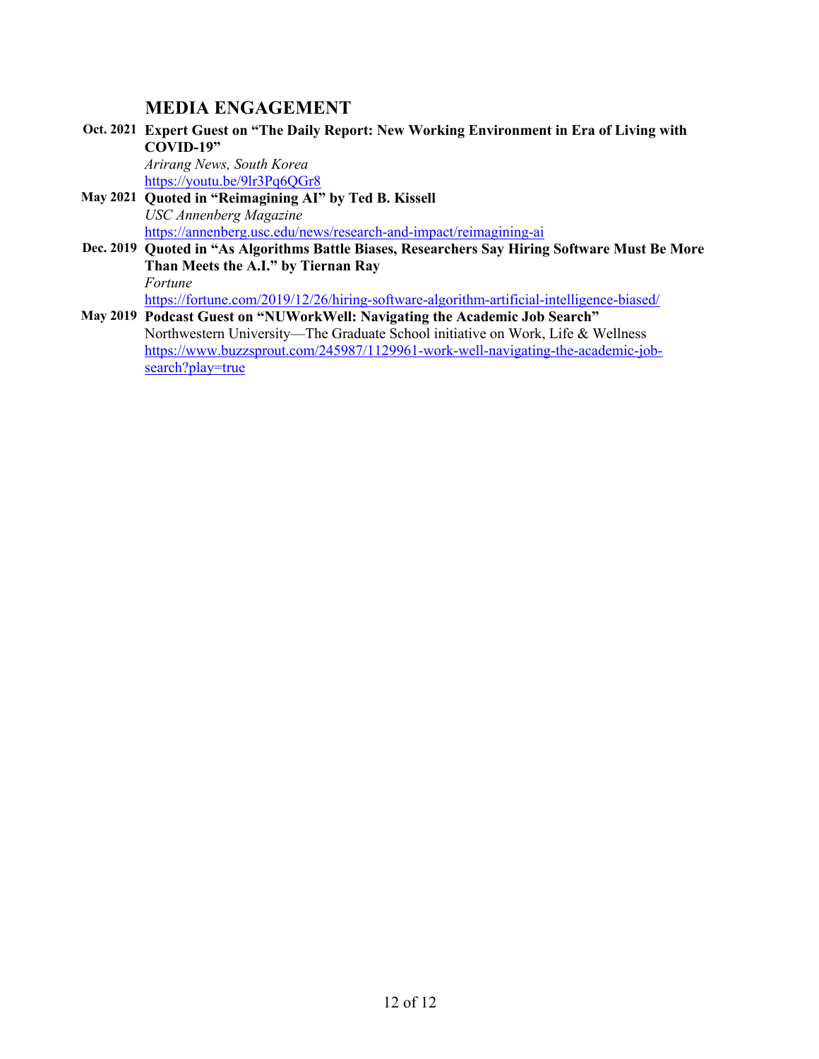## MEDIA ENGAGEMENT

**Oct. 2021** **Expert Guest on "The Daily Report: New Working Environment in Era of Living with COVID-19"**
*Arirang News, South Korea*
https://youtu.be/9lr3Pq6QGr8

**May 2021** **Quoted in "Reimagining AI" by Ted B. Kissell**
*USC Annenberg Magazine*
https://annenberg.usc.edu/news/research-and-impact/reimagining-ai

**Dec. 2019** **Quoted in "As Algorithms Battle Biases, Researchers Say Hiring Software Must Be More Than Meets the A.I." by Tiernan Ray**
*Fortune*
https://fortune.com/2019/12/26/hiring-software-algorithm-artificial-intelligence-biased/

**May 2019** **Podcast Guest on "NUWorkWell: Navigating the Academic Job Search"**
Northwestern University—The Graduate School initiative on Work, Life & Wellness
https://www.buzzsprout.com/245987/1129961-work-well-navigating-the-academic-job-search?play=true